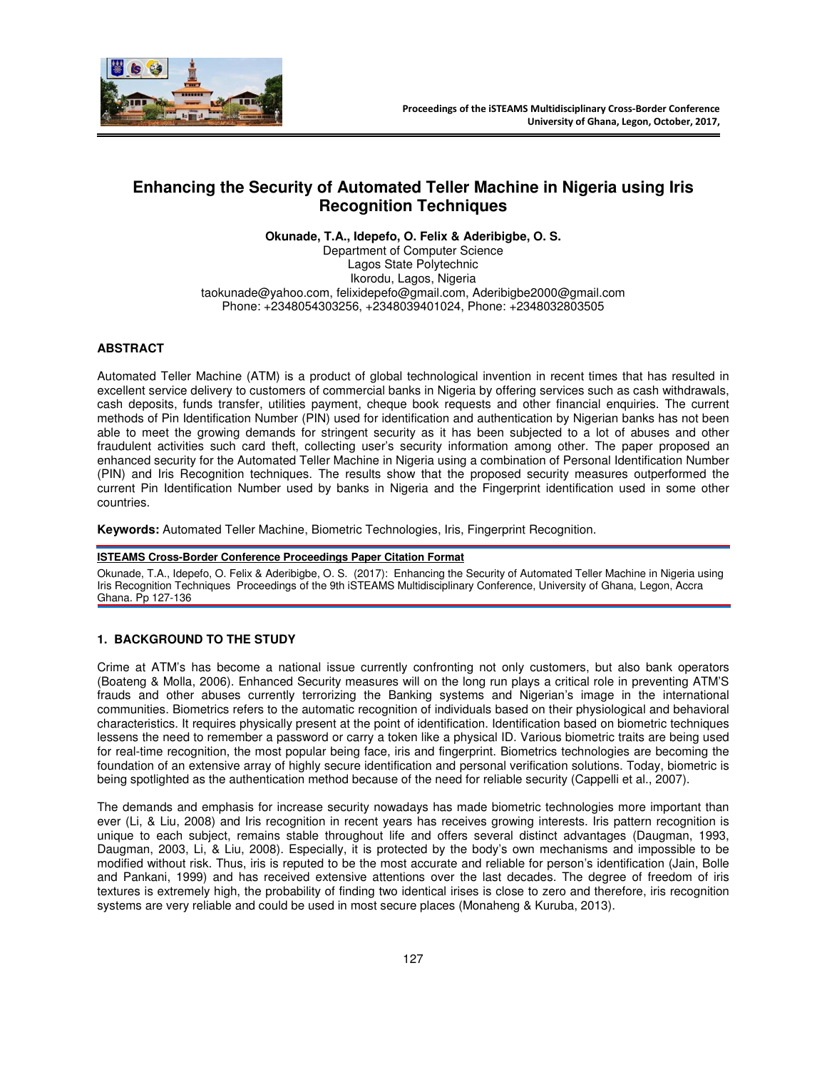# Enhancing the Security of Automated Teller Machine in Nigeria using Iris Recognition Techniques

**Okunade, T.A., Idepefo, O. Felix & Aderibigbe, O. S.**
Department of Computer Science
Lagos State Polytechnic
Ikorodu, Lagos, Nigeria
taokunade@yahoo.com, felixidepefo@gmail.com, Aderibigbe2000@gmail.com
Phone: +2348054303256, +2348039401024, Phone: +2348032803505

## ABSTRACT

Automated Teller Machine (ATM) is a product of global technological invention in recent times that has resulted in excellent service delivery to customers of commercial banks in Nigeria by offering services such as cash withdrawals, cash deposits, funds transfer, utilities payment, cheque book requests and other financial enquiries. The current methods of Pin Identification Number (PIN) used for identification and authentication by Nigerian banks has not been able to meet the growing demands for stringent security as it has been subjected to a lot of abuses and other fraudulent activities such card theft, collecting user's security information among other. The paper proposed an enhanced security for the Automated Teller Machine in Nigeria using a combination of Personal Identification Number (PIN) and Iris Recognition techniques. The results show that the proposed security measures outperformed the current Pin Identification Number used by banks in Nigeria and the Fingerprint identification used in some other countries.

**Keywords:** Automated Teller Machine, Biometric Technologies, Iris, Fingerprint Recognition.

**ISTEAMS Cross-Border Conference Proceedings Paper Citation Format**

Okunade, T.A., Idepefo, O. Felix & Aderibigbe, O. S. (2017): Enhancing the Security of Automated Teller Machine in Nigeria using Iris Recognition Techniques Proceedings of the 9th iSTEAMS Multidisciplinary Conference, University of Ghana, Legon, Accra Ghana. Pp 127-136

## 1. BACKGROUND TO THE STUDY

Crime at ATM's has become a national issue currently confronting not only customers, but also bank operators (Boateng & Molla, 2006). Enhanced Security measures will on the long run plays a critical role in preventing ATM'S frauds and other abuses currently terrorizing the Banking systems and Nigerian's image in the international communities. Biometrics refers to the automatic recognition of individuals based on their physiological and behavioral characteristics. It requires physically present at the point of identification. Identification based on biometric techniques lessens the need to remember a password or carry a token like a physical ID. Various biometric traits are being used for real-time recognition, the most popular being face, iris and fingerprint. Biometrics technologies are becoming the foundation of an extensive array of highly secure identification and personal verification solutions. Today, biometric is being spotlighted as the authentication method because of the need for reliable security (Cappelli et al., 2007).

The demands and emphasis for increase security nowadays has made biometric technologies more important than ever (Li, & Liu, 2008) and Iris recognition in recent years has receives growing interests. Iris pattern recognition is unique to each subject, remains stable throughout life and offers several distinct advantages (Daugman, 1993, Daugman, 2003, Li, & Liu, 2008). Especially, it is protected by the body's own mechanisms and impossible to be modified without risk. Thus, iris is reputed to be the most accurate and reliable for person's identification (Jain, Bolle and Pankani, 1999) and has received extensive attentions over the last decades. The degree of freedom of iris textures is extremely high, the probability of finding two identical irises is close to zero and therefore, iris recognition systems are very reliable and could be used in most secure places (Monaheng & Kuruba, 2013).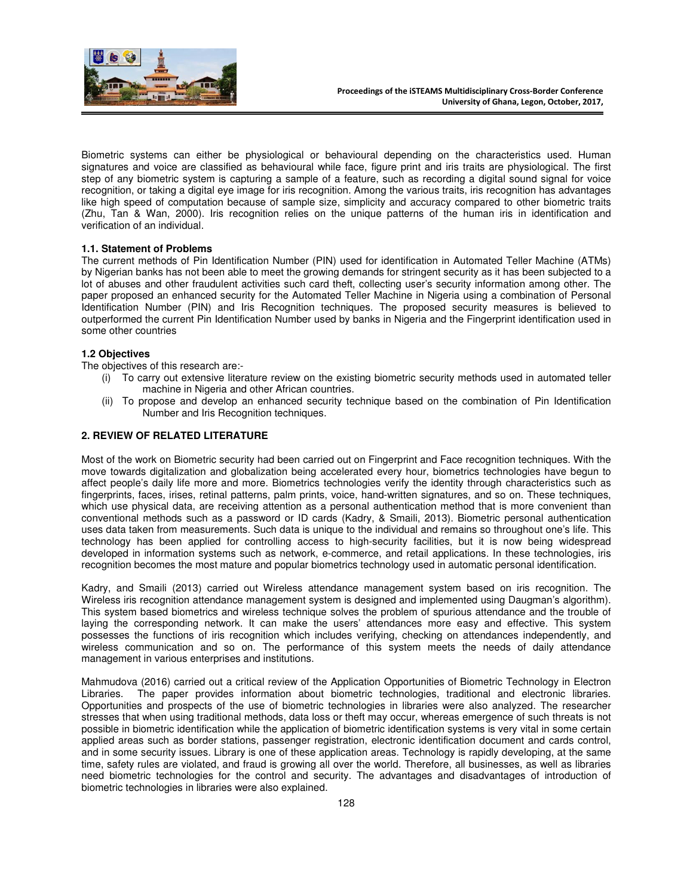Biometric systems can either be physiological or behavioural depending on the characteristics used. Human signatures and voice are classified as behavioural while face, figure print and iris traits are physiological. The first step of any biometric system is capturing a sample of a feature, such as recording a digital sound signal for voice recognition, or taking a digital eye image for iris recognition. Among the various traits, iris recognition has advantages like high speed of computation because of sample size, simplicity and accuracy compared to other biometric traits (Zhu, Tan & Wan, 2000). Iris recognition relies on the unique patterns of the human iris in identification and verification of an individual.

### 1.1. Statement of Problems

The current methods of Pin Identification Number (PIN) used for identification in Automated Teller Machine (ATMs) by Nigerian banks has not been able to meet the growing demands for stringent security as it has been subjected to a lot of abuses and other fraudulent activities such card theft, collecting user's security information among other. The paper proposed an enhanced security for the Automated Teller Machine in Nigeria using a combination of Personal Identification Number (PIN) and Iris Recognition techniques. The proposed security measures is believed to outperformed the current Pin Identification Number used by banks in Nigeria and the Fingerprint identification used in some other countries

### 1.2 Objectives

The objectives of this research are:-

(i) To carry out extensive literature review on the existing biometric security methods used in automated teller machine in Nigeria and other African countries.

(ii) To propose and develop an enhanced security technique based on the combination of Pin Identification Number and Iris Recognition techniques.

## 2. REVIEW OF RELATED LITERATURE

Most of the work on Biometric security had been carried out on Fingerprint and Face recognition techniques. With the move towards digitalization and globalization being accelerated every hour, biometrics technologies have begun to affect people's daily life more and more. Biometrics technologies verify the identity through characteristics such as fingerprints, faces, irises, retinal patterns, palm prints, voice, hand-written signatures, and so on. These techniques, which use physical data, are receiving attention as a personal authentication method that is more convenient than conventional methods such as a password or ID cards (Kadry, & Smaili, 2013). Biometric personal authentication uses data taken from measurements. Such data is unique to the individual and remains so throughout one's life. This technology has been applied for controlling access to high-security facilities, but it is now being widespread developed in information systems such as network, e-commerce, and retail applications. In these technologies, iris recognition becomes the most mature and popular biometrics technology used in automatic personal identification.

Kadry, and Smaili (2013) carried out Wireless attendance management system based on iris recognition. The Wireless iris recognition attendance management system is designed and implemented using Daugman's algorithm). This system based biometrics and wireless technique solves the problem of spurious attendance and the trouble of laying the corresponding network. It can make the users' attendances more easy and effective. This system possesses the functions of iris recognition which includes verifying, checking on attendances independently, and wireless communication and so on. The performance of this system meets the needs of daily attendance management in various enterprises and institutions.

Mahmudova (2016) carried out a critical review of the Application Opportunities of Biometric Technology in Electron Libraries. The paper provides information about biometric technologies, traditional and electronic libraries. Opportunities and prospects of the use of biometric technologies in libraries were also analyzed. The researcher stresses that when using traditional methods, data loss or theft may occur, whereas emergence of such threats is not possible in biometric identification while the application of biometric identification systems is very vital in some certain applied areas such as border stations, passenger registration, electronic identification document and cards control, and in some security issues. Library is one of these application areas. Technology is rapidly developing, at the same time, safety rules are violated, and fraud is growing all over the world. Therefore, all businesses, as well as libraries need biometric technologies for the control and security. The advantages and disadvantages of introduction of biometric technologies in libraries were also explained.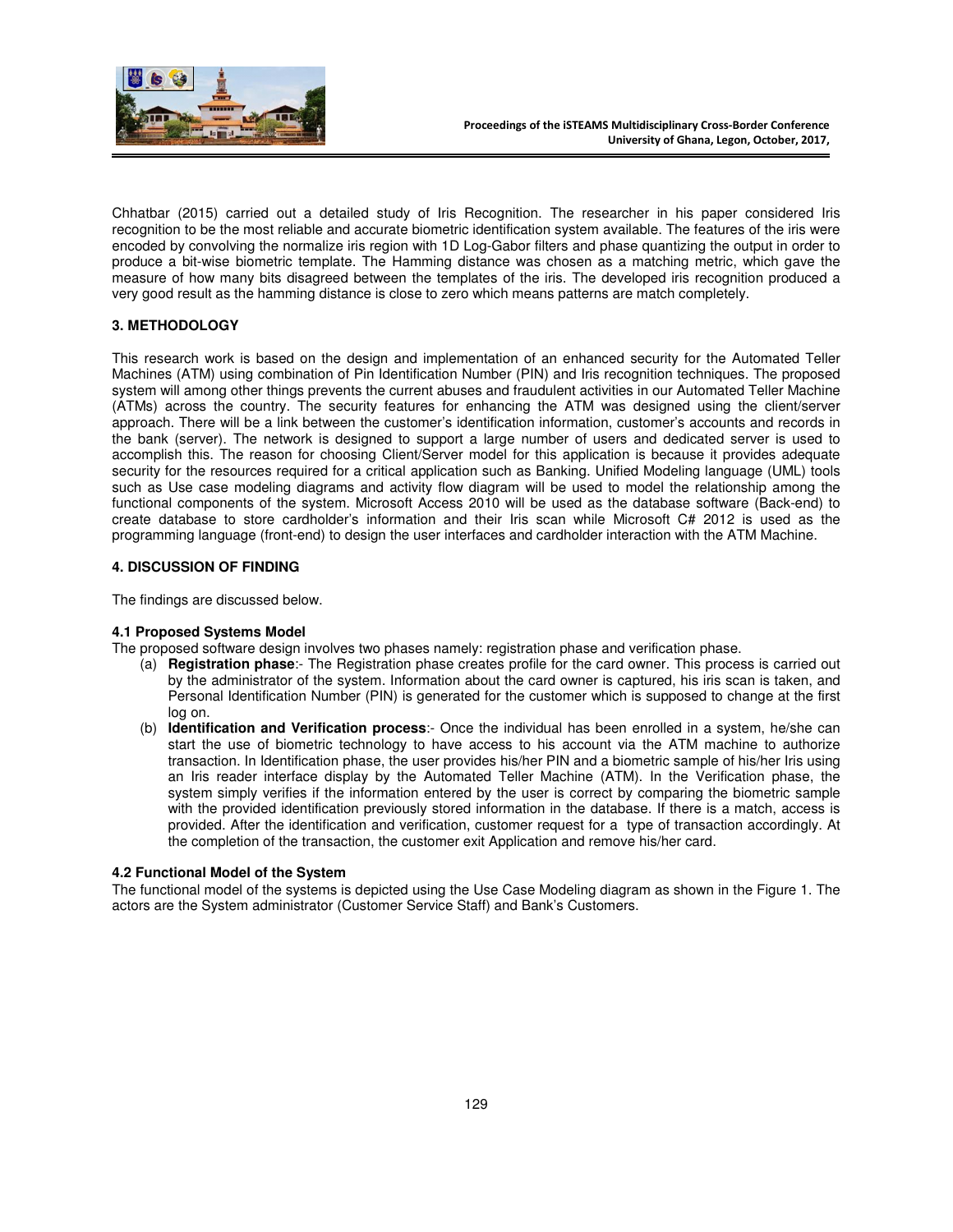Chhatbar (2015) carried out a detailed study of Iris Recognition. The researcher in his paper considered Iris recognition to be the most reliable and accurate biometric identification system available. The features of the iris were encoded by convolving the normalize iris region with 1D Log-Gabor filters and phase quantizing the output in order to produce a bit-wise biometric template. The Hamming distance was chosen as a matching metric, which gave the measure of how many bits disagreed between the templates of the iris. The developed iris recognition produced a very good result as the hamming distance is close to zero which means patterns are match completely.

## 3. METHODOLOGY

This research work is based on the design and implementation of an enhanced security for the Automated Teller Machines (ATM) using combination of Pin Identification Number (PIN) and Iris recognition techniques. The proposed system will among other things prevents the current abuses and fraudulent activities in our Automated Teller Machine (ATMs) across the country. The security features for enhancing the ATM was designed using the client/server approach. There will be a link between the customer's identification information, customer's accounts and records in the bank (server). The network is designed to support a large number of users and dedicated server is used to accomplish this. The reason for choosing Client/Server model for this application is because it provides adequate security for the resources required for a critical application such as Banking. Unified Modeling language (UML) tools such as Use case modeling diagrams and activity flow diagram will be used to model the relationship among the functional components of the system. Microsoft Access 2010 will be used as the database software (Back-end) to create database to store cardholder's information and their Iris scan while Microsoft C# 2012 is used as the programming language (front-end) to design the user interfaces and cardholder interaction with the ATM Machine.

## 4. DISCUSSION OF FINDING

The findings are discussed below.

### 4.1 Proposed Systems Model

The proposed software design involves two phases namely: registration phase and verification phase.

(a) **Registration phase**:- The Registration phase creates profile for the card owner. This process is carried out by the administrator of the system. Information about the card owner is captured, his iris scan is taken, and Personal Identification Number (PIN) is generated for the customer which is supposed to change at the first log on.

(b) **Identification and Verification process**:- Once the individual has been enrolled in a system, he/she can start the use of biometric technology to have access to his account via the ATM machine to authorize transaction. In Identification phase, the user provides his/her PIN and a biometric sample of his/her Iris using an Iris reader interface display by the Automated Teller Machine (ATM). In the Verification phase, the system simply verifies if the information entered by the user is correct by comparing the biometric sample with the provided identification previously stored information in the database. If there is a match, access is provided. After the identification and verification, customer request for a type of transaction accordingly. At the completion of the transaction, the customer exit Application and remove his/her card.

### 4.2 Functional Model of the System

The functional model of the systems is depicted using the Use Case Modeling diagram as shown in the Figure 1. The actors are the System administrator (Customer Service Staff) and Bank's Customers.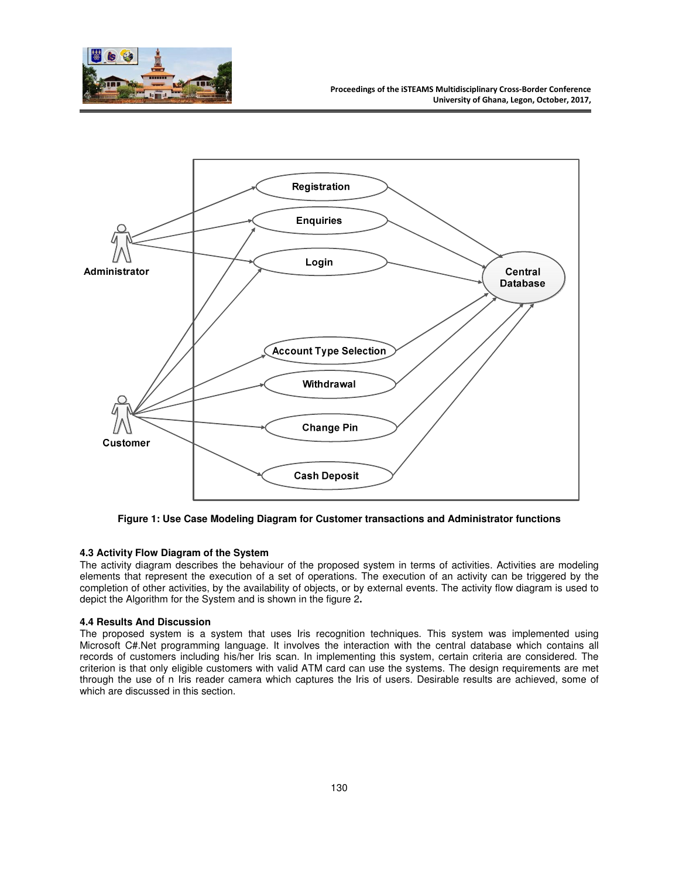Figure 1: Use Case Modeling Diagram for Customer transactions and Administrator functions

### 4.3 Activity Flow Diagram of the System

The activity diagram describes the behaviour of the proposed system in terms of activities. Activities are modeling elements that represent the execution of a set of operations. The execution of an activity can be triggered by the completion of other activities, by the availability of objects, or by external events. The activity flow diagram is used to depict the Algorithm for the System and is shown in the figure 2**.**

### 4.4 Results And Discussion

The proposed system is a system that uses Iris recognition techniques. This system was implemented using Microsoft C#.Net programming language. It involves the interaction with the central database which contains all records of customers including his/her Iris scan. In implementing this system, certain criteria are considered. The criterion is that only eligible customers with valid ATM card can use the systems. The design requirements are met through the use of n Iris reader camera which captures the Iris of users. Desirable results are achieved, some of which are discussed in this section.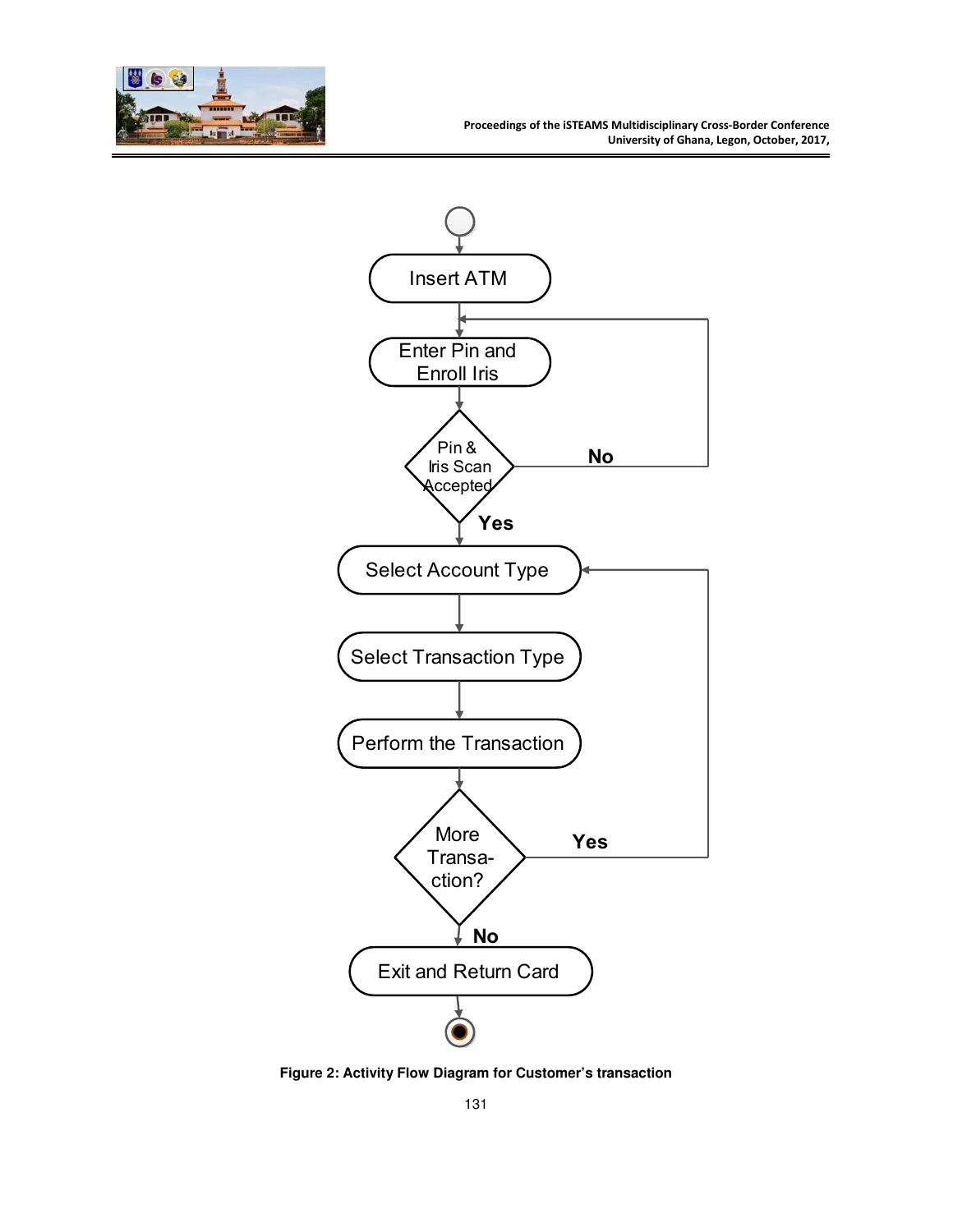**Figure 2: Activity Flow Diagram for Customer's transaction**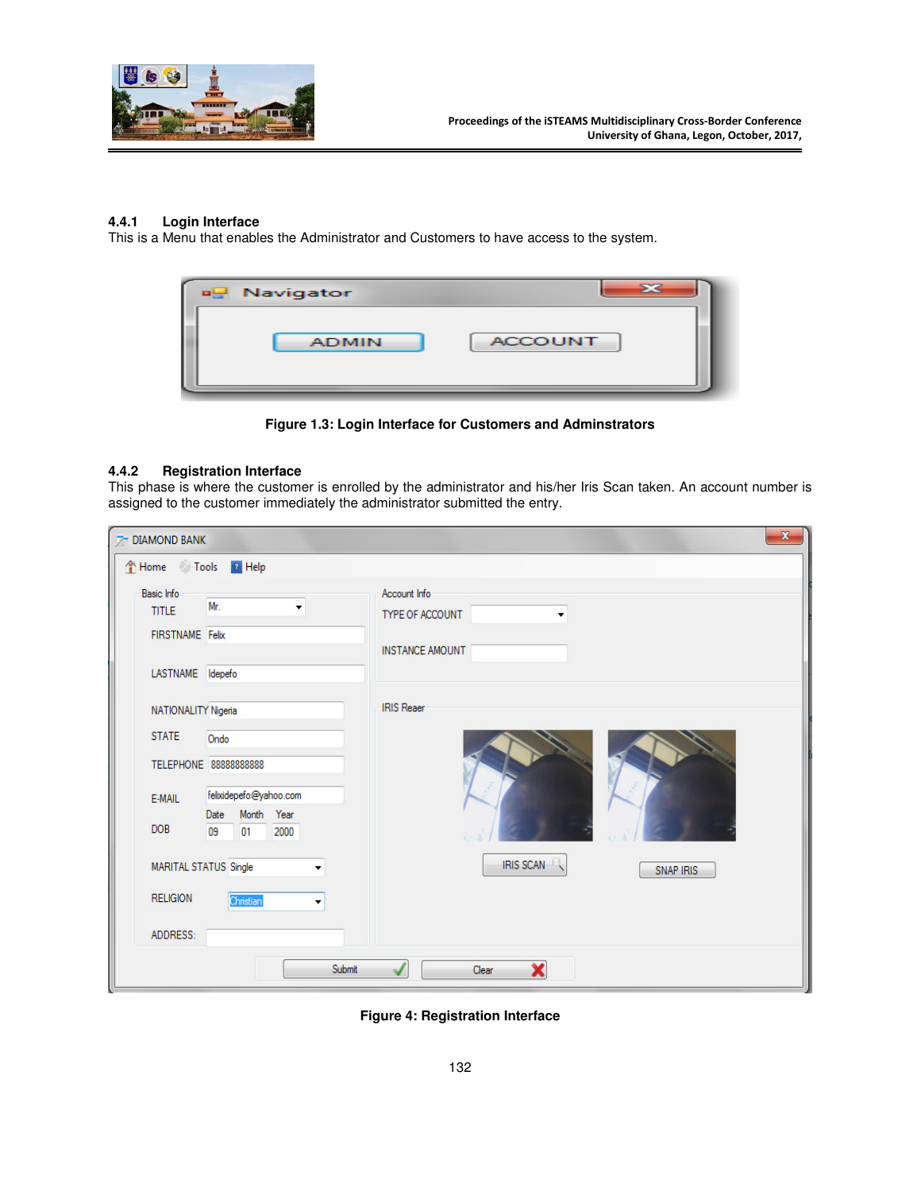### 4.4.1 Login Interface

This is a Menu that enables the Administrator and Customers to have access to the system.

**Figure 1.3: Login Interface for Customers and Adminstrators**

### 4.4.2 Registration Interface

This phase is where the customer is enrolled by the administrator and his/her Iris Scan taken. An account number is assigned to the customer immediately the administrator submitted the entry.

**Figure 4: Registration Interface**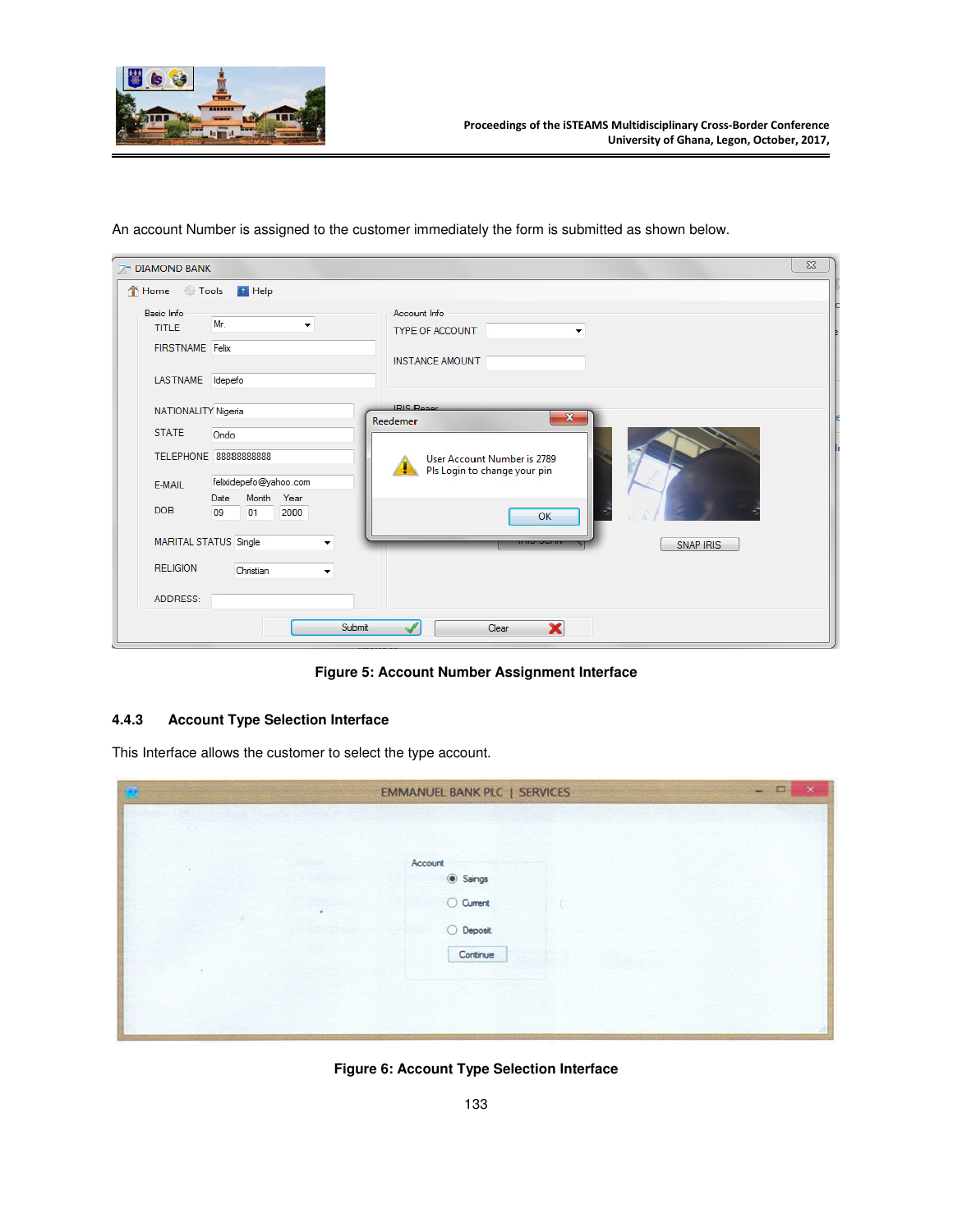An account Number is assigned to the customer immediately the form is submitted as shown below.

**Figure 5: Account Number Assignment Interface**

### 4.4.3 Account Type Selection Interface

This Interface allows the customer to select the type account.

**Figure 6: Account Type Selection Interface**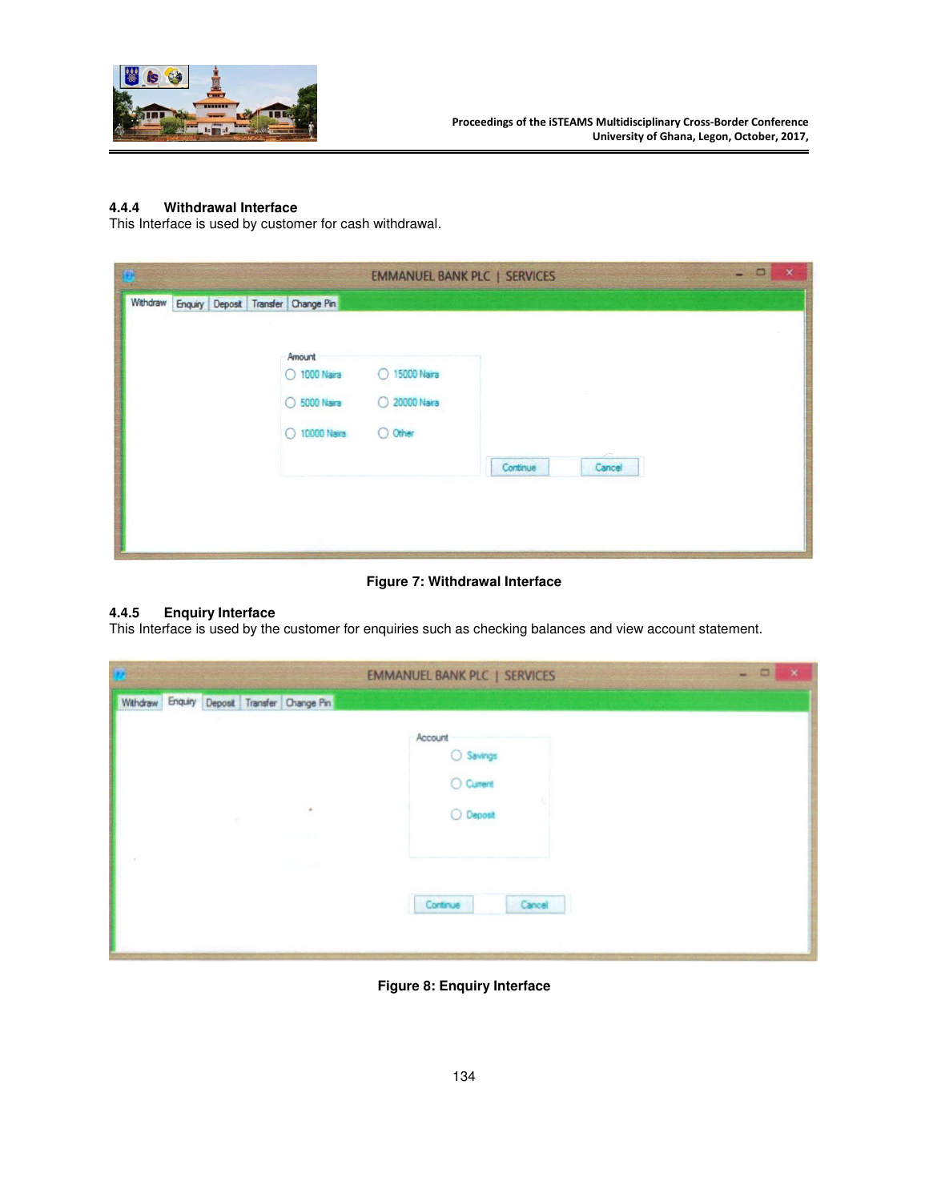### 4.4.4 Withdrawal Interface

This Interface is used by customer for cash withdrawal.

**Figure 7: Withdrawal Interface**

### 4.4.5 Enquiry Interface

This Interface is used by the customer for enquiries such as checking balances and view account statement.

**Figure 8: Enquiry Interface**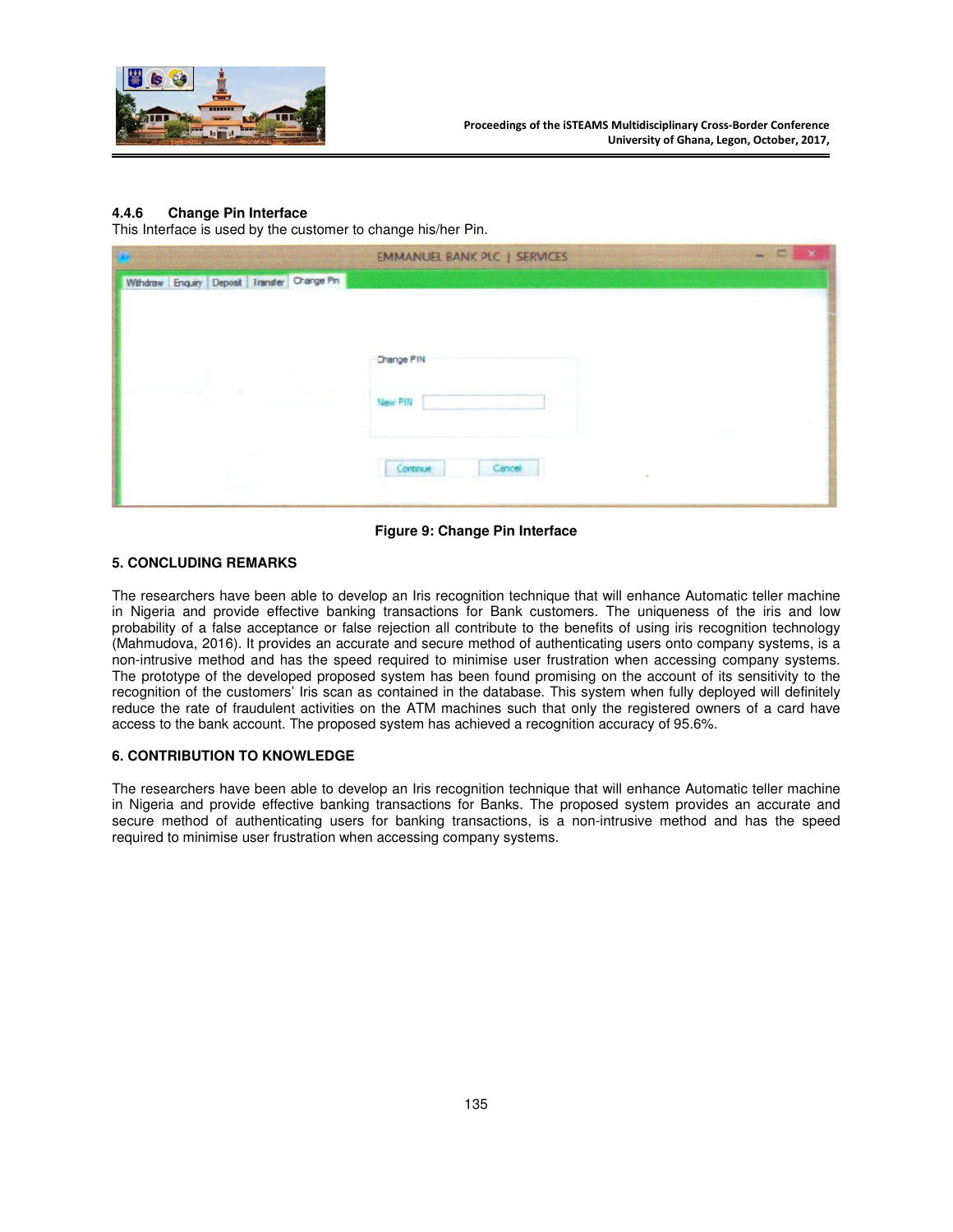#### 4.4.6 Change Pin Interface

This Interface is used by the customer to change his/her Pin.

**Figure 9: Change Pin Interface**

## 5. CONCLUDING REMARKS

The researchers have been able to develop an Iris recognition technique that will enhance Automatic teller machine in Nigeria and provide effective banking transactions for Bank customers. The uniqueness of the iris and low probability of a false acceptance or false rejection all contribute to the benefits of using iris recognition technology (Mahmudova, 2016). It provides an accurate and secure method of authenticating users onto company systems, is a non-intrusive method and has the speed required to minimise user frustration when accessing company systems. The prototype of the developed proposed system has been found promising on the account of its sensitivity to the recognition of the customers' Iris scan as contained in the database. This system when fully deployed will definitely reduce the rate of fraudulent activities on the ATM machines such that only the registered owners of a card have access to the bank account. The proposed system has achieved a recognition accuracy of 95.6%.

## 6. CONTRIBUTION TO KNOWLEDGE

The researchers have been able to develop an Iris recognition technique that will enhance Automatic teller machine in Nigeria and provide effective banking transactions for Banks. The proposed system provides an accurate and secure method of authenticating users for banking transactions, is a non-intrusive method and has the speed required to minimise user frustration when accessing company systems.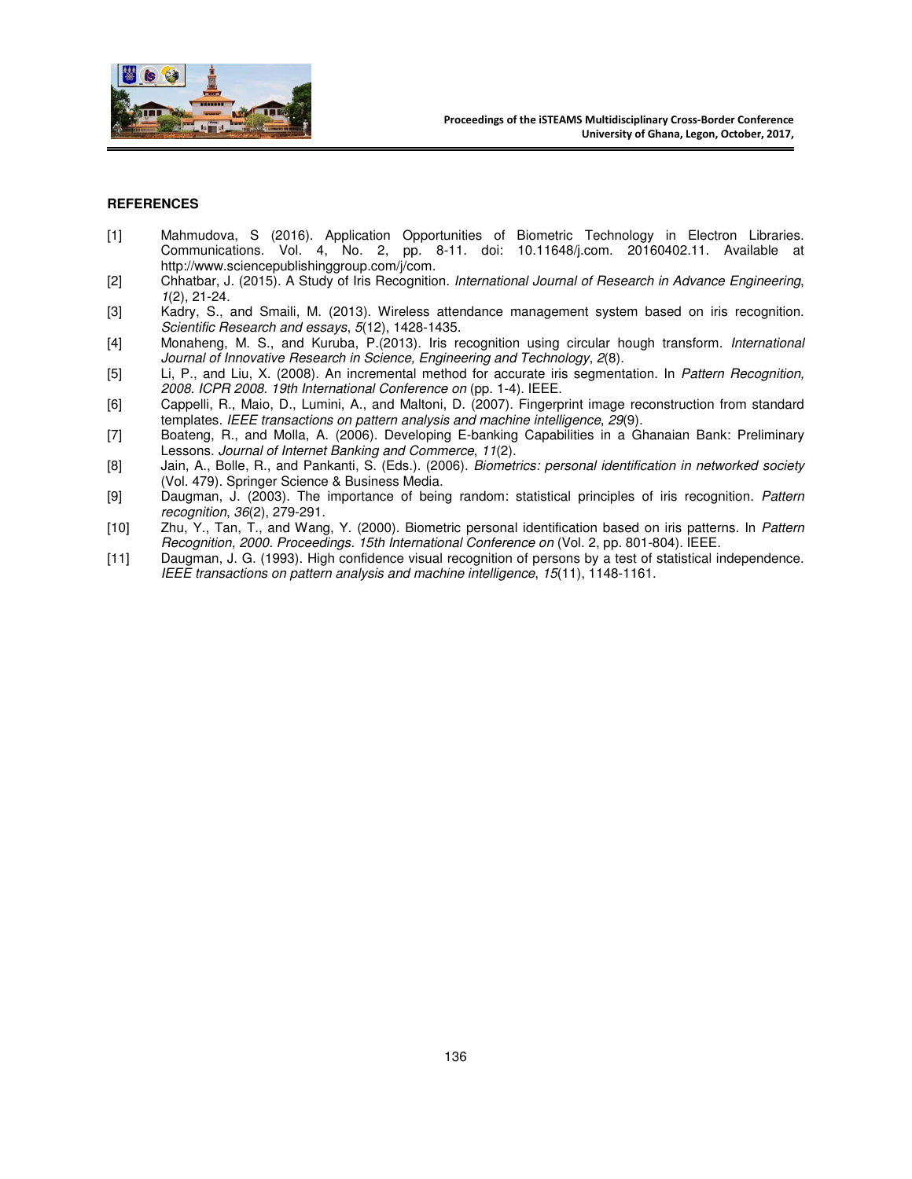**REFERENCES**

[1] Mahmudova, S (2016). Application Opportunities of Biometric Technology in Electron Libraries. Communications. Vol. 4, No. 2, pp. 8-11. doi: 10.11648/j.com. 20160402.11. Available at http://www.sciencepublishinggroup.com/j/com.

[2] Chhatbar, J. (2015). A Study of Iris Recognition. *International Journal of Research in Advance Engineering*, *1*(2), 21-24.

[3] Kadry, S., and Smaili, M. (2013). Wireless attendance management system based on iris recognition. *Scientific Research and essays*, *5*(12), 1428-1435.

[4] Monaheng, M. S., and Kuruba, P.(2013). Iris recognition using circular hough transform. *International Journal of Innovative Research in Science, Engineering and Technology*, *2*(8).

[5] Li, P., and Liu, X. (2008). An incremental method for accurate iris segmentation. In *Pattern Recognition, 2008. ICPR 2008. 19th International Conference on* (pp. 1-4). IEEE.

[6] Cappelli, R., Maio, D., Lumini, A., and Maltoni, D. (2007). Fingerprint image reconstruction from standard templates. *IEEE transactions on pattern analysis and machine intelligence*, *29*(9).

[7] Boateng, R., and Molla, A. (2006). Developing E-banking Capabilities in a Ghanaian Bank: Preliminary Lessons. *Journal of Internet Banking and Commerce*, *11*(2).

[8] Jain, A., Bolle, R., and Pankanti, S. (Eds.). (2006). *Biometrics: personal identification in networked society* (Vol. 479). Springer Science & Business Media.

[9] Daugman, J. (2003). The importance of being random: statistical principles of iris recognition. *Pattern recognition*, *36*(2), 279-291.

[10] Zhu, Y., Tan, T., and Wang, Y. (2000). Biometric personal identification based on iris patterns. In *Pattern Recognition, 2000. Proceedings. 15th International Conference on* (Vol. 2, pp. 801-804). IEEE.

[11] Daugman, J. G. (1993). High confidence visual recognition of persons by a test of statistical independence. *IEEE transactions on pattern analysis and machine intelligence*, *15*(11), 1148-1161.